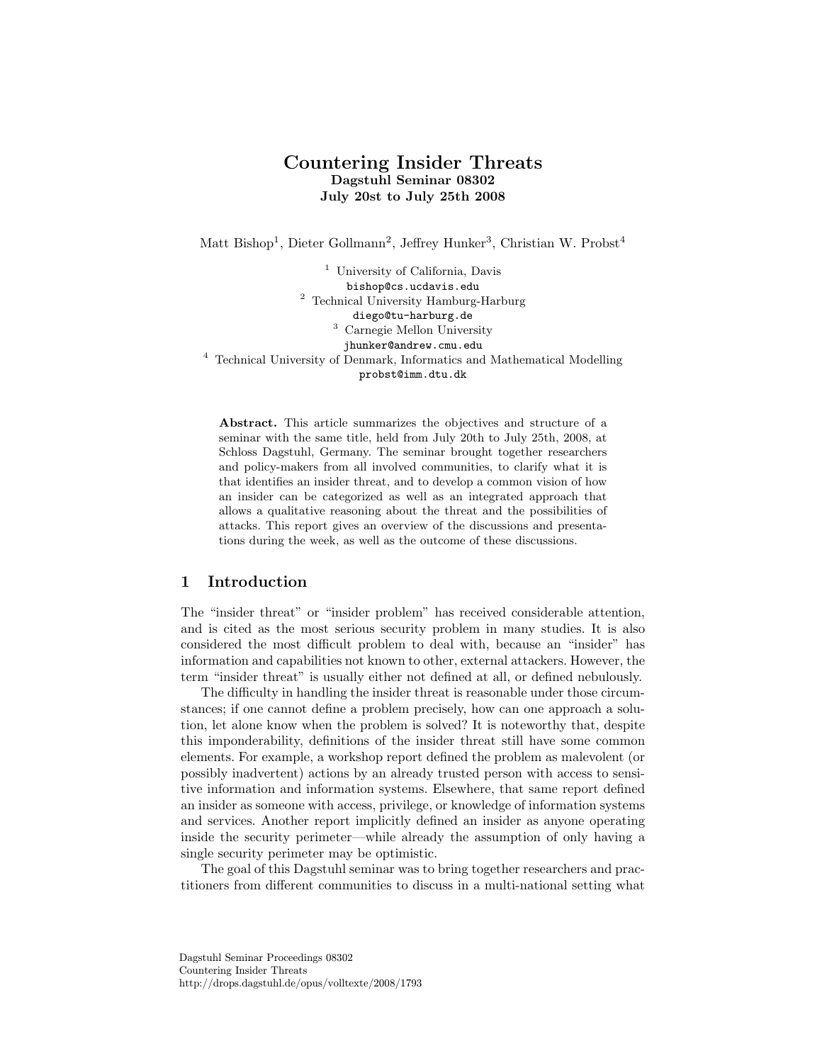# Countering Insider Threats

**Dagstuhl Seminar 08302**
**July 20st to July 25th 2008**

Matt Bishop[1], Dieter Gollmann[2], Jeffrey Hunker[3], Christian W. Probst[4]

[1] University of California, Davis
bishop@cs.ucdavis.edu

[2] Technical University Hamburg-Harburg
diego@tu-harburg.de

[3] Carnegie Mellon University
jhunker@andrew.cmu.edu

[4] Technical University of Denmark, Informatics and Mathematical Modelling
probst@imm.dtu.dk

**Abstract.** This article summarizes the objectives and structure of a seminar with the same title, held from July 20th to July 25th, 2008, at Schloss Dagstuhl, Germany. The seminar brought together researchers and policy-makers from all involved communities, to clarify what it is that identifies an insider threat, and to develop a common vision of how an insider can be categorized as well as an integrated approach that allows a qualitative reasoning about the threat and the possibilities of attacks. This report gives an overview of the discussions and presentations during the week, as well as the outcome of these discussions.

## 1 Introduction

The "insider threat" or "insider problem" has received considerable attention, and is cited as the most serious security problem in many studies. It is also considered the most difficult problem to deal with, because an "insider" has information and capabilities not known to other, external attackers. However, the term "insider threat" is usually either not defined at all, or defined nebulously.

The difficulty in handling the insider threat is reasonable under those circumstances; if one cannot define a problem precisely, how can one approach a solution, let alone know when the problem is solved? It is noteworthy that, despite this imponderability, definitions of the insider threat still have some common elements. For example, a workshop report defined the problem as malevolent (or possibly inadvertent) actions by an already trusted person with access to sensitive information and information systems. Elsewhere, that same report defined an insider as someone with access, privilege, or knowledge of information systems and services. Another report implicitly defined an insider as anyone operating inside the security perimeter—while already the assumption of only having a single security perimeter may be optimistic.

The goal of this Dagstuhl seminar was to bring together researchers and practitioners from different communities to discuss in a multi-national setting what

Dagstuhl Seminar Proceedings 08302
Countering Insider Threats
http://drops.dagstuhl.de/opus/volltexte/2008/1793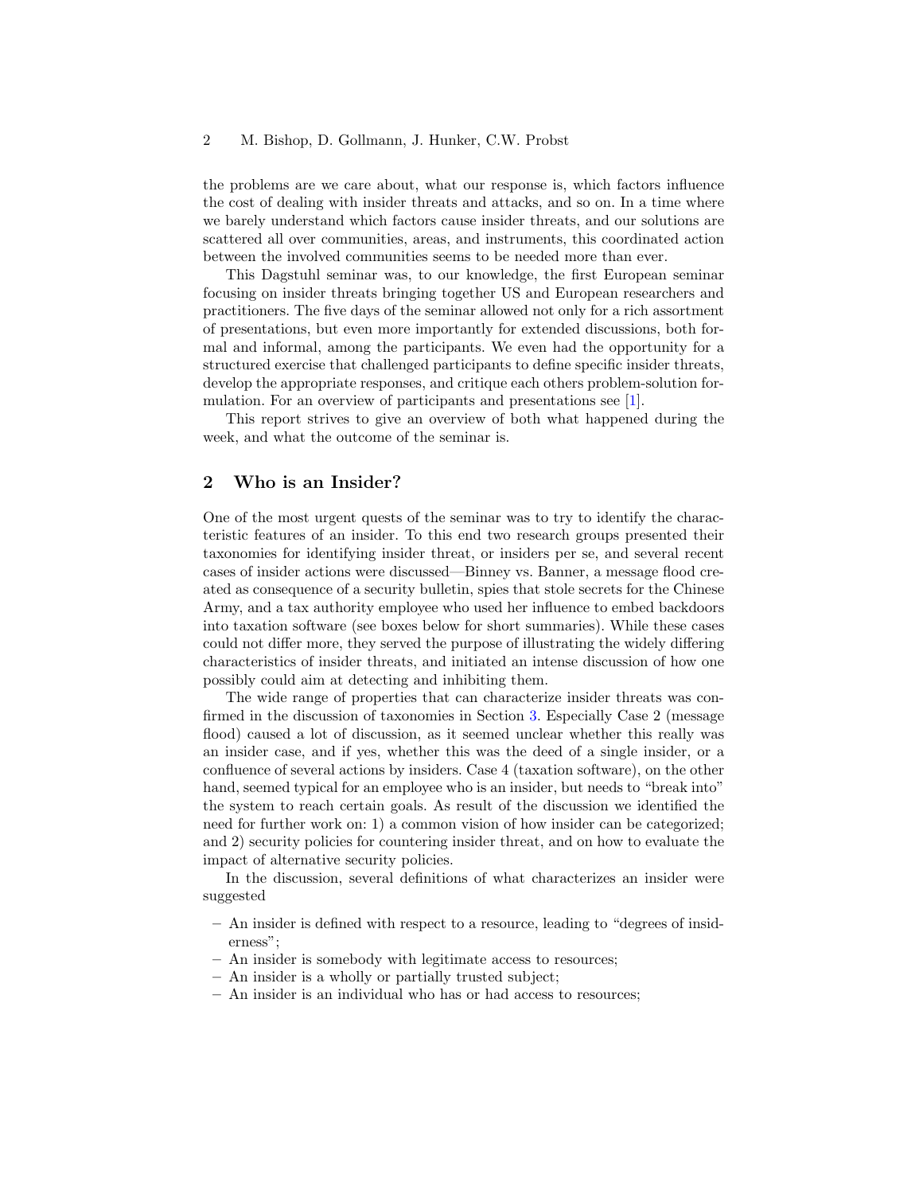the problems are we care about, what our response is, which factors influence the cost of dealing with insider threats and attacks, and so on. In a time where we barely understand which factors cause insider threats, and our solutions are scattered all over communities, areas, and instruments, this coordinated action between the involved communities seems to be needed more than ever.

This Dagstuhl seminar was, to our knowledge, the first European seminar focusing on insider threats bringing together US and European researchers and practitioners. The five days of the seminar allowed not only for a rich assortment of presentations, but even more importantly for extended discussions, both formal and informal, among the participants. We even had the opportunity for a structured exercise that challenged participants to define specific insider threats, develop the appropriate responses, and critique each others problem-solution formulation. For an overview of participants and presentations see [1].

This report strives to give an overview of both what happened during the week, and what the outcome of the seminar is.

## 2 Who is an Insider?

One of the most urgent quests of the seminar was to try to identify the characteristic features of an insider. To this end two research groups presented their taxonomies for identifying insider threat, or insiders per se, and several recent cases of insider actions were discussed—Binney vs. Banner, a message flood created as consequence of a security bulletin, spies that stole secrets for the Chinese Army, and a tax authority employee who used her influence to embed backdoors into taxation software (see boxes below for short summaries). While these cases could not differ more, they served the purpose of illustrating the widely differing characteristics of insider threats, and initiated an intense discussion of how one possibly could aim at detecting and inhibiting them.

The wide range of properties that can characterize insider threats was confirmed in the discussion of taxonomies in Section 3. Especially Case 2 (message flood) caused a lot of discussion, as it seemed unclear whether this really was an insider case, and if yes, whether this was the deed of a single insider, or a confluence of several actions by insiders. Case 4 (taxation software), on the other hand, seemed typical for an employee who is an insider, but needs to "break into" the system to reach certain goals. As result of the discussion we identified the need for further work on: 1) a common vision of how insider can be categorized; and 2) security policies for countering insider threat, and on how to evaluate the impact of alternative security policies.

In the discussion, several definitions of what characterizes an insider were suggested

- An insider is defined with respect to a resource, leading to "degrees of insiderness";
- An insider is somebody with legitimate access to resources;
- An insider is a wholly or partially trusted subject;
- An insider is an individual who has or had access to resources;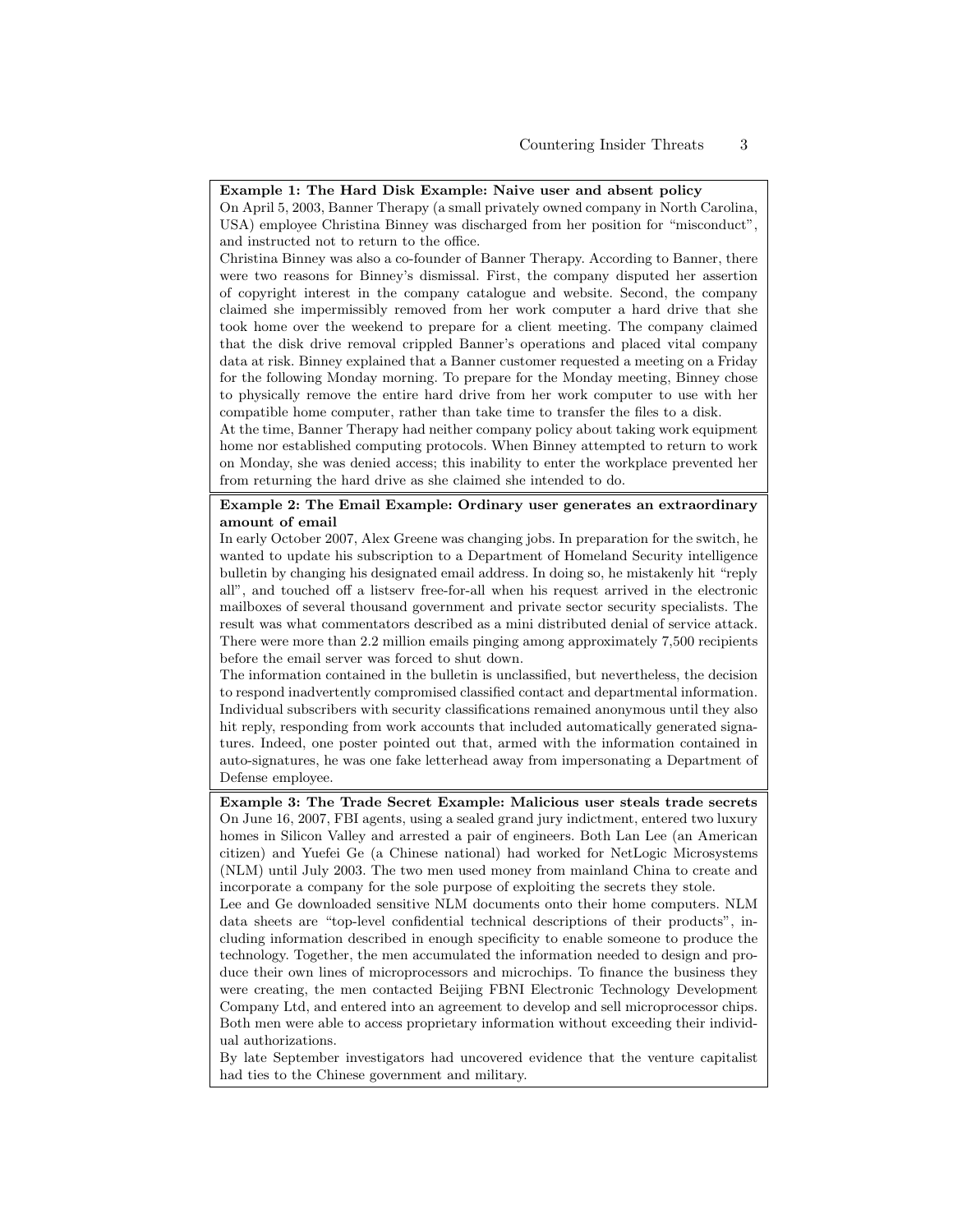**Example 1: The Hard Disk Example: Naive user and absent policy**

On April 5, 2003, Banner Therapy (a small privately owned company in North Carolina, USA) employee Christina Binney was discharged from her position for "misconduct", and instructed not to return to the office.

Christina Binney was also a co-founder of Banner Therapy. According to Banner, there were two reasons for Binney's dismissal. First, the company disputed her assertion of copyright interest in the company catalogue and website. Second, the company claimed she impermissibly removed from her work computer a hard drive that she took home over the weekend to prepare for a client meeting. The company claimed that the disk drive removal crippled Banner's operations and placed vital company data at risk. Binney explained that a Banner customer requested a meeting on a Friday for the following Monday morning. To prepare for the Monday meeting, Binney chose to physically remove the entire hard drive from her work computer to use with her compatible home computer, rather than take time to transfer the files to a disk.

At the time, Banner Therapy had neither company policy about taking work equipment home nor established computing protocols. When Binney attempted to return to work on Monday, she was denied access; this inability to enter the workplace prevented her from returning the hard drive as she claimed she intended to do.

**Example 2: The Email Example: Ordinary user generates an extraordinary amount of email**

In early October 2007, Alex Greene was changing jobs. In preparation for the switch, he wanted to update his subscription to a Department of Homeland Security intelligence bulletin by changing his designated email address. In doing so, he mistakenly hit "reply all", and touched off a listserv free-for-all when his request arrived in the electronic mailboxes of several thousand government and private sector security specialists. The result was what commentators described as a mini distributed denial of service attack. There were more than 2.2 million emails pinging among approximately 7,500 recipients before the email server was forced to shut down.

The information contained in the bulletin is unclassified, but nevertheless, the decision to respond inadvertently compromised classified contact and departmental information. Individual subscribers with security classifications remained anonymous until they also hit reply, responding from work accounts that included automatically generated signatures. Indeed, one poster pointed out that, armed with the information contained in auto-signatures, he was one fake letterhead away from impersonating a Department of Defense employee.

**Example 3: The Trade Secret Example: Malicious user steals trade secrets**

On June 16, 2007, FBI agents, using a sealed grand jury indictment, entered two luxury homes in Silicon Valley and arrested a pair of engineers. Both Lan Lee (an American citizen) and Yuefei Ge (a Chinese national) had worked for NetLogic Microsystems (NLM) until July 2003. The two men used money from mainland China to create and incorporate a company for the sole purpose of exploiting the secrets they stole.

Lee and Ge downloaded sensitive NLM documents onto their home computers. NLM data sheets are "top-level confidential technical descriptions of their products", including information described in enough specificity to enable someone to produce the technology. Together, the men accumulated the information needed to design and produce their own lines of microprocessors and microchips. To finance the business they were creating, the men contacted Beijing FBNI Electronic Technology Development Company Ltd, and entered into an agreement to develop and sell microprocessor chips. Both men were able to access proprietary information without exceeding their individual authorizations.

By late September investigators had uncovered evidence that the venture capitalist had ties to the Chinese government and military.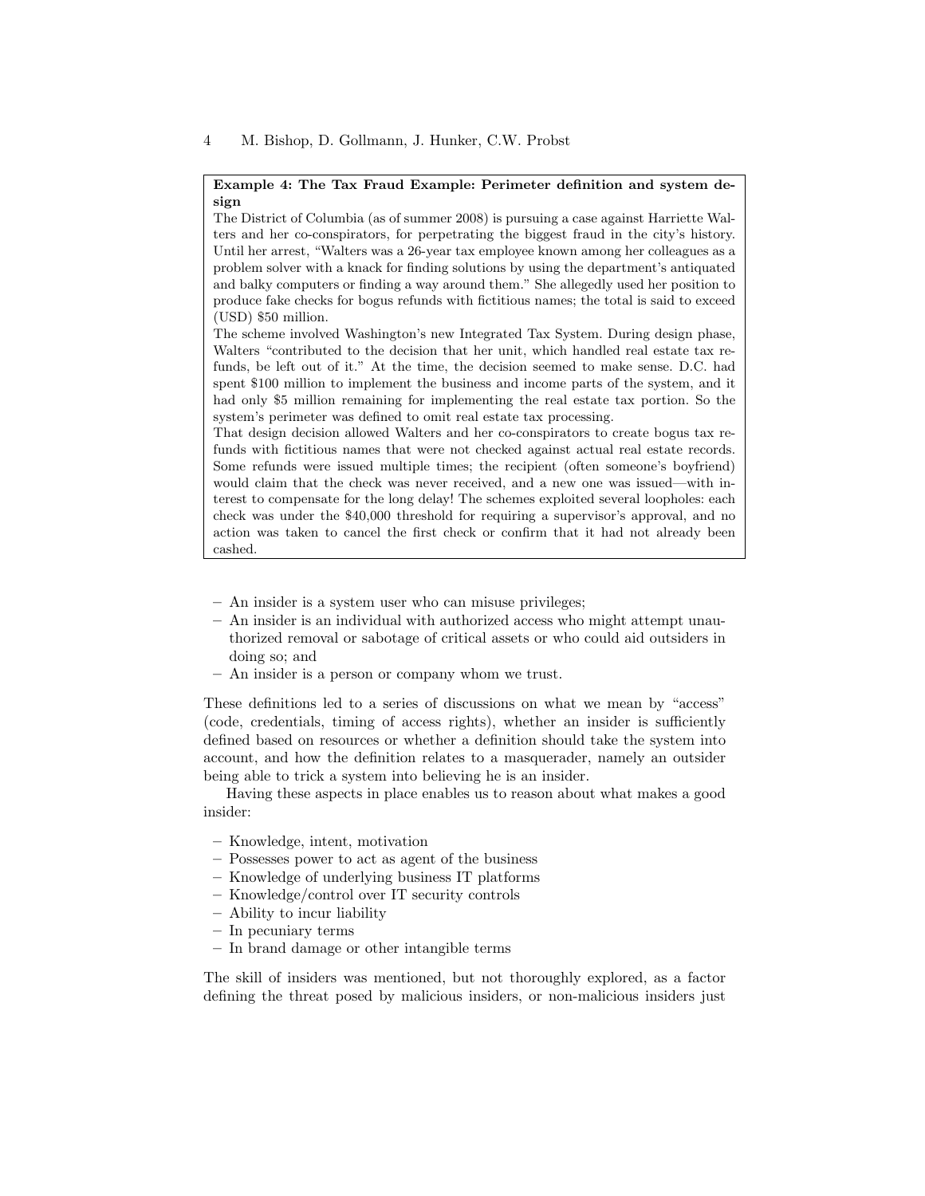**Example 4: The Tax Fraud Example: Perimeter definition and system design**

The District of Columbia (as of summer 2008) is pursuing a case against Harriette Walters and her co-conspirators, for perpetrating the biggest fraud in the city's history. Until her arrest, "Walters was a 26-year tax employee known among her colleagues as a problem solver with a knack for finding solutions by using the department's antiquated and balky computers or finding a way around them." She allegedly used her position to produce fake checks for bogus refunds with fictitious names; the total is said to exceed (USD) $50 million.

The scheme involved Washington's new Integrated Tax System. During design phase, Walters "contributed to the decision that her unit, which handled real estate tax refunds, be left out of it." At the time, the decision seemed to make sense. D.C. had spent $100 million to implement the business and income parts of the system, and it had only $5 million remaining for implementing the real estate tax portion. So the system's perimeter was defined to omit real estate tax processing.

That design decision allowed Walters and her co-conspirators to create bogus tax refunds with fictitious names that were not checked against actual real estate records. Some refunds were issued multiple times; the recipient (often someone's boyfriend) would claim that the check was never received, and a new one was issued—with interest to compensate for the long delay! The schemes exploited several loopholes: each check was under the $40,000 threshold for requiring a supervisor's approval, and no action was taken to cancel the first check or confirm that it had not already been cashed.

- An insider is a system user who can misuse privileges;
- An insider is an individual with authorized access who might attempt unauthorized removal or sabotage of critical assets or who could aid outsiders in doing so; and
- An insider is a person or company whom we trust.

These definitions led to a series of discussions on what we mean by "access" (code, credentials, timing of access rights), whether an insider is sufficiently defined based on resources or whether a definition should take the system into account, and how the definition relates to a masquerader, namely an outsider being able to trick a system into believing he is an insider.

Having these aspects in place enables us to reason about what makes a good insider:

- Knowledge, intent, motivation
- Possesses power to act as agent of the business
- Knowledge of underlying business IT platforms
- Knowledge/control over IT security controls
- Ability to incur liability
- In pecuniary terms
- In brand damage or other intangible terms

The skill of insiders was mentioned, but not thoroughly explored, as a factor defining the threat posed by malicious insiders, or non-malicious insiders just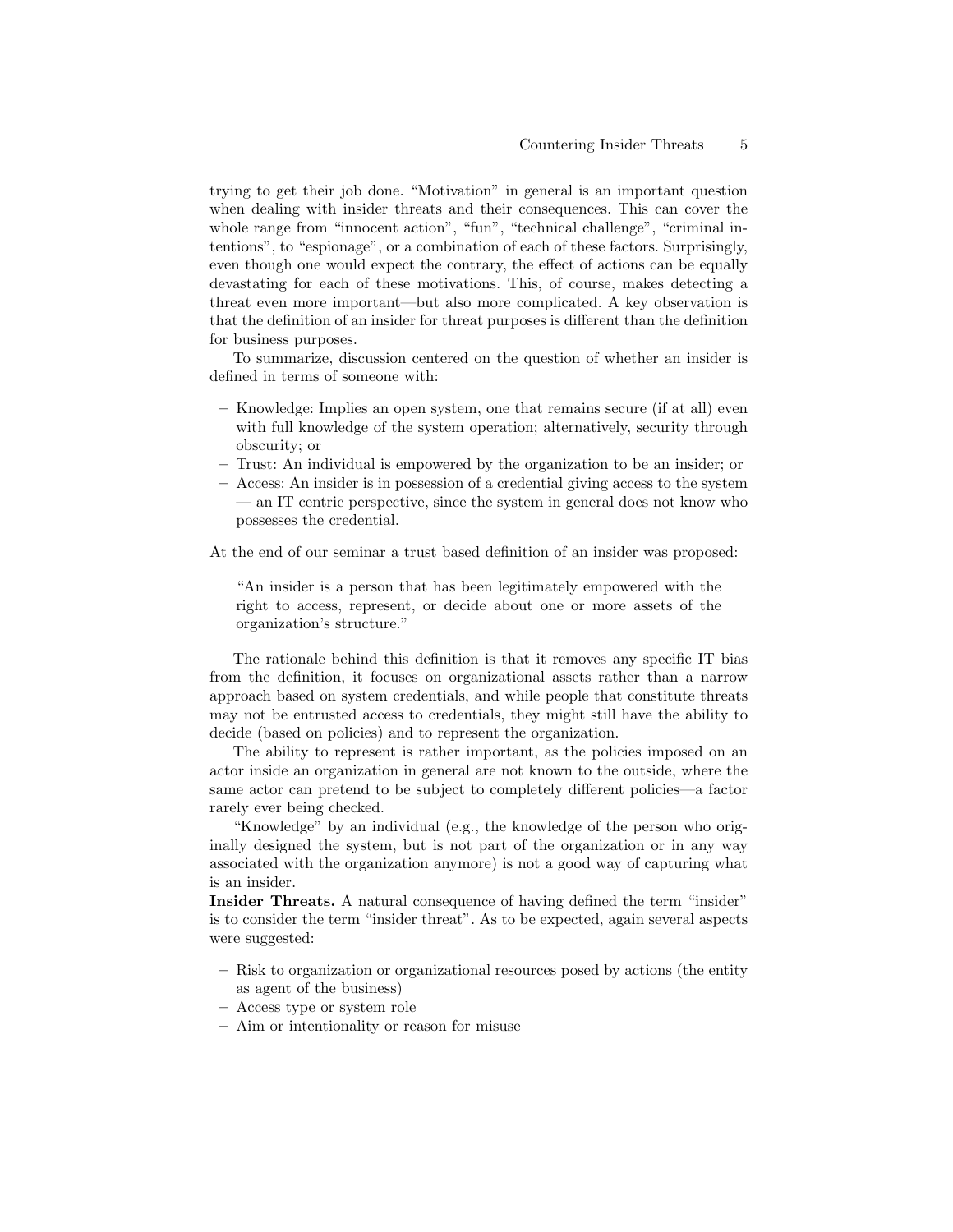trying to get their job done. "Motivation" in general is an important question when dealing with insider threats and their consequences. This can cover the whole range from "innocent action", "fun", "technical challenge", "criminal intentions", to "espionage", or a combination of each of these factors. Surprisingly, even though one would expect the contrary, the effect of actions can be equally devastating for each of these motivations. This, of course, makes detecting a threat even more important—but also more complicated. A key observation is that the definition of an insider for threat purposes is different than the definition for business purposes.

To summarize, discussion centered on the question of whether an insider is defined in terms of someone with:

- Knowledge: Implies an open system, one that remains secure (if at all) even with full knowledge of the system operation; alternatively, security through obscurity; or
- Trust: An individual is empowered by the organization to be an insider; or
- Access: An insider is in possession of a credential giving access to the system — an IT centric perspective, since the system in general does not know who possesses the credential.

At the end of our seminar a trust based definition of an insider was proposed:

> "An insider is a person that has been legitimately empowered with the right to access, represent, or decide about one or more assets of the organization's structure."

The rationale behind this definition is that it removes any specific IT bias from the definition, it focuses on organizational assets rather than a narrow approach based on system credentials, and while people that constitute threats may not be entrusted access to credentials, they might still have the ability to decide (based on policies) and to represent the organization.

The ability to represent is rather important, as the policies imposed on an actor inside an organization in general are not known to the outside, where the same actor can pretend to be subject to completely different policies—a factor rarely ever being checked.

"Knowledge" by an individual (e.g., the knowledge of the person who originally designed the system, but is not part of the organization or in any way associated with the organization anymore) is not a good way of capturing what is an insider.

**Insider Threats.** A natural consequence of having defined the term "insider" is to consider the term "insider threat". As to be expected, again several aspects were suggested:

- Risk to organization or organizational resources posed by actions (the entity as agent of the business)
- Access type or system role
- Aim or intentionality or reason for misuse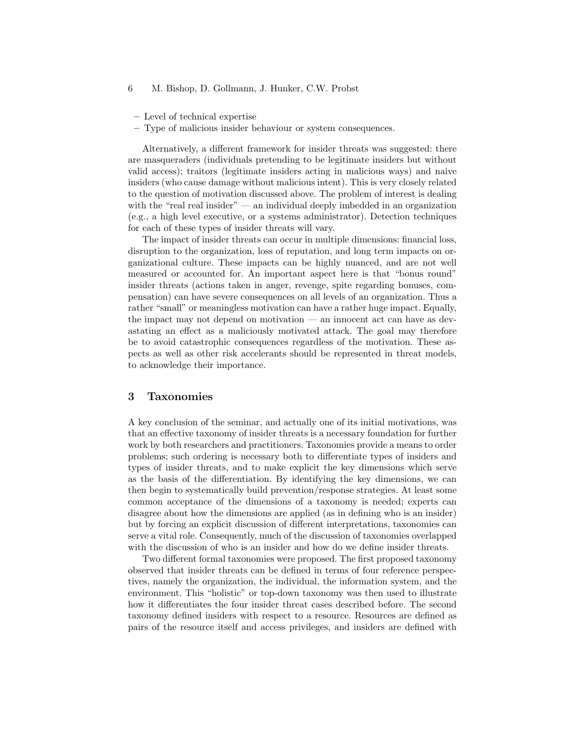- Level of technical expertise
- Type of malicious insider behaviour or system consequences.

Alternatively, a different framework for insider threats was suggested: there are masqueraders (individuals pretending to be legitimate insiders but without valid access); traitors (legitimate insiders acting in malicious ways) and naive insiders (who cause damage without malicious intent). This is very closely related to the question of motivation discussed above. The problem of interest is dealing with the "real real insider" — an individual deeply imbedded in an organization (e.g., a high level executive, or a systems administrator). Detection techniques for each of these types of insider threats will vary.

The impact of insider threats can occur in multiple dimensions: financial loss, disruption to the organization, loss of reputation, and long term impacts on organizational culture. These impacts can be highly nuanced, and are not well measured or accounted for. An important aspect here is that "bonus round" insider threats (actions taken in anger, revenge, spite regarding bonuses, compensation) can have severe consequences on all levels of an organization. Thus a rather "small" or meaningless motivation can have a rather huge impact. Equally, the impact may not depend on motivation — an innocent act can have as devastating an effect as a maliciously motivated attack. The goal may therefore be to avoid catastrophic consequences regardless of the motivation. These aspects as well as other risk accelerants should be represented in threat models, to acknowledge their importance.

## 3 Taxonomies

A key conclusion of the seminar, and actually one of its initial motivations, was that an effective taxonomy of insider threats is a necessary foundation for further work by both researchers and practitioners. Taxonomies provide a means to order problems; such ordering is necessary both to differentiate types of insiders and types of insider threats, and to make explicit the key dimensions which serve as the basis of the differentiation. By identifying the key dimensions, we can then begin to systematically build prevention/response strategies. At least some common acceptance of the dimensions of a taxonomy is needed; experts can disagree about how the dimensions are applied (as in defining who is an insider) but by forcing an explicit discussion of different interpretations, taxonomies can serve a vital role. Consequently, much of the discussion of taxonomies overlapped with the discussion of who is an insider and how do we define insider threats.

Two different formal taxonomies were proposed. The first proposed taxonomy observed that insider threats can be defined in terms of four reference perspectives, namely the organization, the individual, the information system, and the environment. This "holistic" or top-down taxonomy was then used to illustrate how it differentiates the four insider threat cases described before. The second taxonomy defined insiders with respect to a resource. Resources are defined as pairs of the resource itself and access privileges, and insiders are defined with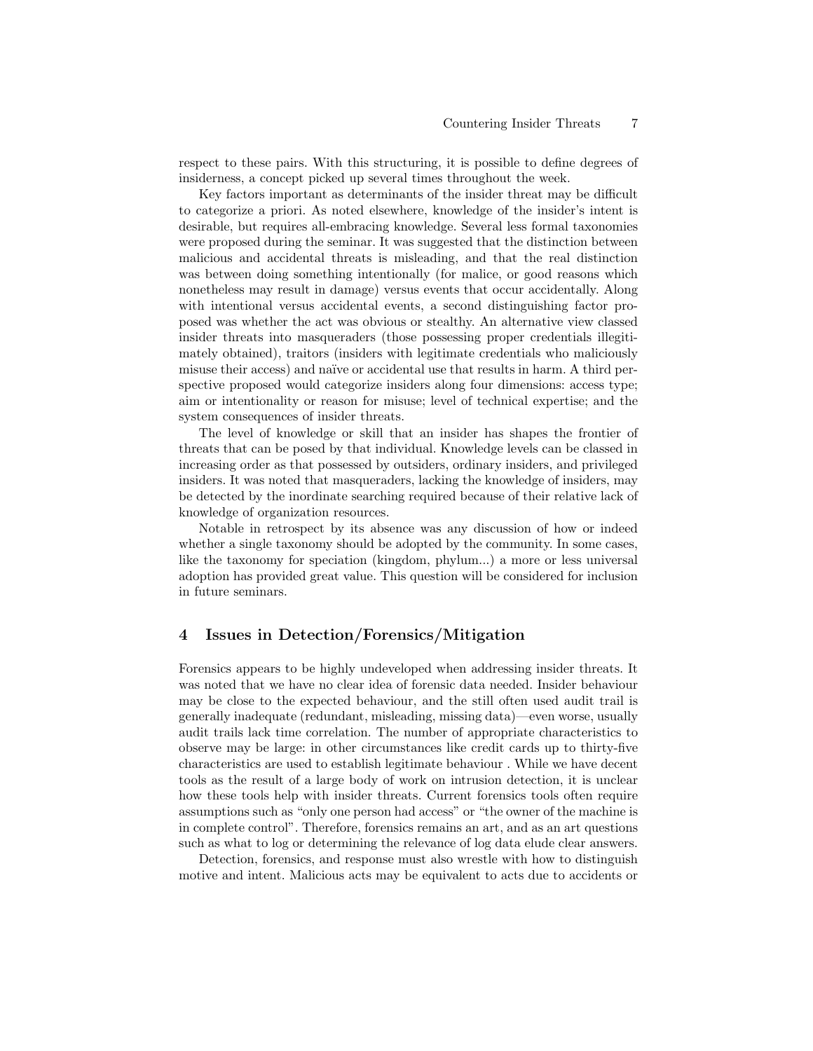respect to these pairs. With this structuring, it is possible to define degrees of insiderness, a concept picked up several times throughout the week.

Key factors important as determinants of the insider threat may be difficult to categorize a priori. As noted elsewhere, knowledge of the insider's intent is desirable, but requires all-embracing knowledge. Several less formal taxonomies were proposed during the seminar. It was suggested that the distinction between malicious and accidental threats is misleading, and that the real distinction was between doing something intentionally (for malice, or good reasons which nonetheless may result in damage) versus events that occur accidentally. Along with intentional versus accidental events, a second distinguishing factor proposed was whether the act was obvious or stealthy. An alternative view classed insider threats into masqueraders (those possessing proper credentials illegitimately obtained), traitors (insiders with legitimate credentials who maliciously misuse their access) and naïve or accidental use that results in harm. A third perspective proposed would categorize insiders along four dimensions: access type; aim or intentionality or reason for misuse; level of technical expertise; and the system consequences of insider threats.

The level of knowledge or skill that an insider has shapes the frontier of threats that can be posed by that individual. Knowledge levels can be classed in increasing order as that possessed by outsiders, ordinary insiders, and privileged insiders. It was noted that masqueraders, lacking the knowledge of insiders, may be detected by the inordinate searching required because of their relative lack of knowledge of organization resources.

Notable in retrospect by its absence was any discussion of how or indeed whether a single taxonomy should be adopted by the community. In some cases, like the taxonomy for speciation (kingdom, phylum...) a more or less universal adoption has provided great value. This question will be considered for inclusion in future seminars.

## 4 Issues in Detection/Forensics/Mitigation

Forensics appears to be highly undeveloped when addressing insider threats. It was noted that we have no clear idea of forensic data needed. Insider behaviour may be close to the expected behaviour, and the still often used audit trail is generally inadequate (redundant, misleading, missing data)—even worse, usually audit trails lack time correlation. The number of appropriate characteristics to observe may be large: in other circumstances like credit cards up to thirty-five characteristics are used to establish legitimate behaviour . While we have decent tools as the result of a large body of work on intrusion detection, it is unclear how these tools help with insider threats. Current forensics tools often require assumptions such as "only one person had access" or "the owner of the machine is in complete control". Therefore, forensics remains an art, and as an art questions such as what to log or determining the relevance of log data elude clear answers.

Detection, forensics, and response must also wrestle with how to distinguish motive and intent. Malicious acts may be equivalent to acts due to accidents or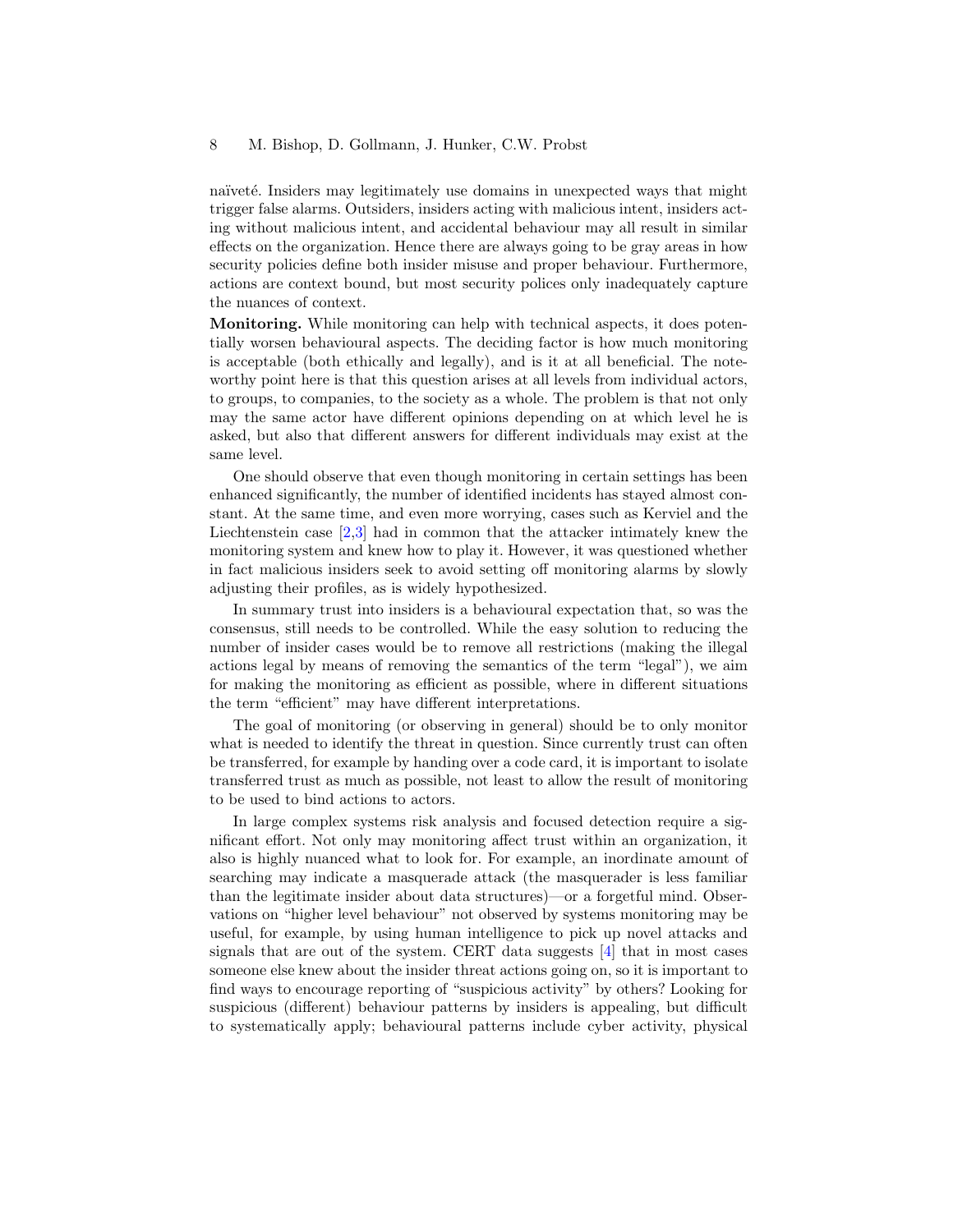naïveté. Insiders may legitimately use domains in unexpected ways that might trigger false alarms. Outsiders, insiders acting with malicious intent, insiders acting without malicious intent, and accidental behaviour may all result in similar effects on the organization. Hence there are always going to be gray areas in how security policies define both insider misuse and proper behaviour. Furthermore, actions are context bound, but most security polices only inadequately capture the nuances of context.

**Monitoring.** While monitoring can help with technical aspects, it does potentially worsen behavioural aspects. The deciding factor is how much monitoring is acceptable (both ethically and legally), and is it at all beneficial. The noteworthy point here is that this question arises at all levels from individual actors, to groups, to companies, to the society as a whole. The problem is that not only may the same actor have different opinions depending on at which level he is asked, but also that different answers for different individuals may exist at the same level.

One should observe that even though monitoring in certain settings has been enhanced significantly, the number of identified incidents has stayed almost constant. At the same time, and even more worrying, cases such as Kerviel and the Liechtenstein case [2,3] had in common that the attacker intimately knew the monitoring system and knew how to play it. However, it was questioned whether in fact malicious insiders seek to avoid setting off monitoring alarms by slowly adjusting their profiles, as is widely hypothesized.

In summary trust into insiders is a behavioural expectation that, so was the consensus, still needs to be controlled. While the easy solution to reducing the number of insider cases would be to remove all restrictions (making the illegal actions legal by means of removing the semantics of the term "legal"), we aim for making the monitoring as efficient as possible, where in different situations the term "efficient" may have different interpretations.

The goal of monitoring (or observing in general) should be to only monitor what is needed to identify the threat in question. Since currently trust can often be transferred, for example by handing over a code card, it is important to isolate transferred trust as much as possible, not least to allow the result of monitoring to be used to bind actions to actors.

In large complex systems risk analysis and focused detection require a significant effort. Not only may monitoring affect trust within an organization, it also is highly nuanced what to look for. For example, an inordinate amount of searching may indicate a masquerade attack (the masquerader is less familiar than the legitimate insider about data structures)—or a forgetful mind. Observations on "higher level behaviour" not observed by systems monitoring may be useful, for example, by using human intelligence to pick up novel attacks and signals that are out of the system. CERT data suggests [4] that in most cases someone else knew about the insider threat actions going on, so it is important to find ways to encourage reporting of "suspicious activity" by others? Looking for suspicious (different) behaviour patterns by insiders is appealing, but difficult to systematically apply; behavioural patterns include cyber activity, physical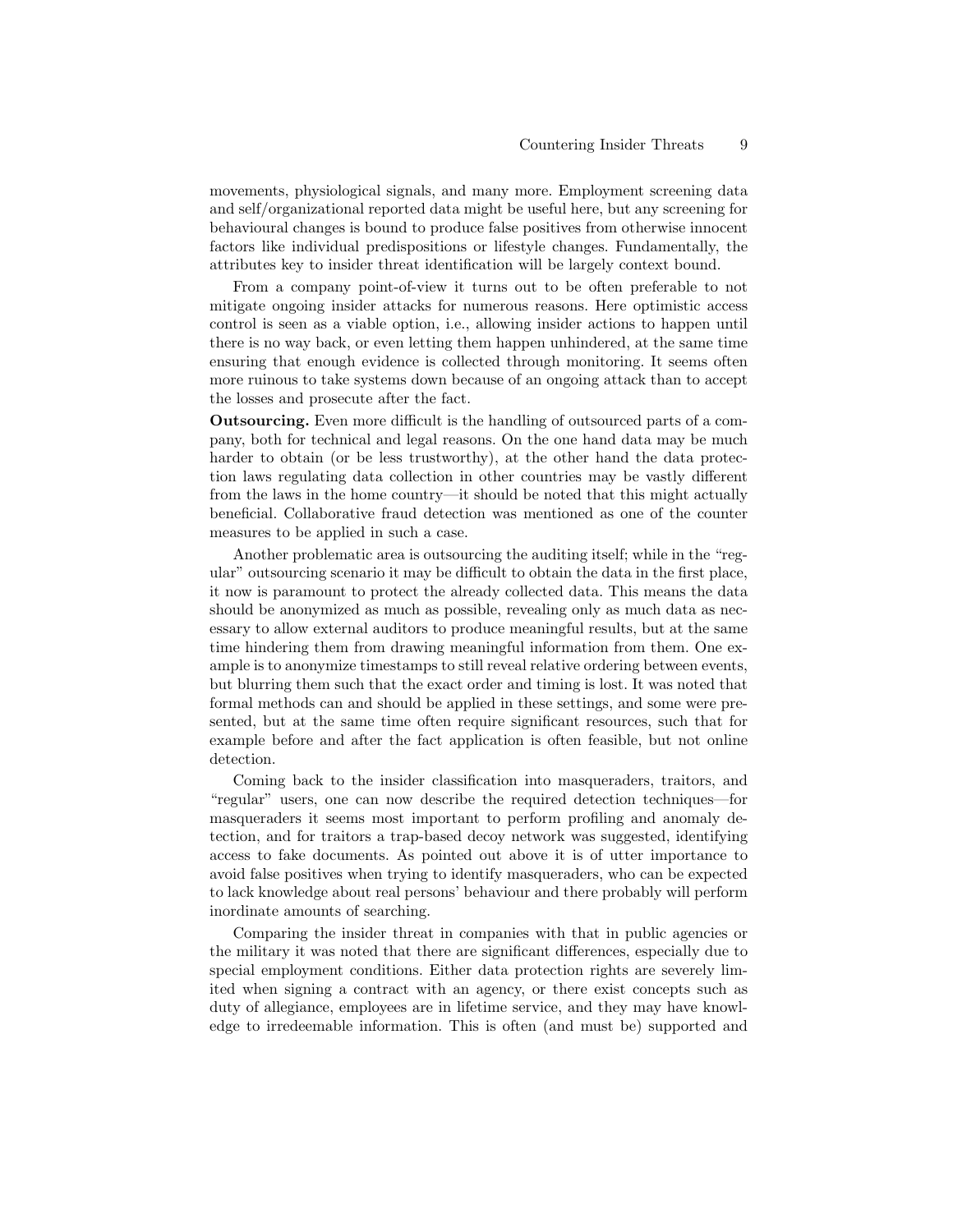movements, physiological signals, and many more. Employment screening data and self/organizational reported data might be useful here, but any screening for behavioural changes is bound to produce false positives from otherwise innocent factors like individual predispositions or lifestyle changes. Fundamentally, the attributes key to insider threat identification will be largely context bound.

From a company point-of-view it turns out to be often preferable to not mitigate ongoing insider attacks for numerous reasons. Here optimistic access control is seen as a viable option, i.e., allowing insider actions to happen until there is no way back, or even letting them happen unhindered, at the same time ensuring that enough evidence is collected through monitoring. It seems often more ruinous to take systems down because of an ongoing attack than to accept the losses and prosecute after the fact.

**Outsourcing.** Even more difficult is the handling of outsourced parts of a company, both for technical and legal reasons. On the one hand data may be much harder to obtain (or be less trustworthy), at the other hand the data protection laws regulating data collection in other countries may be vastly different from the laws in the home country—it should be noted that this might actually beneficial. Collaborative fraud detection was mentioned as one of the counter measures to be applied in such a case.

Another problematic area is outsourcing the auditing itself; while in the "regular" outsourcing scenario it may be difficult to obtain the data in the first place, it now is paramount to protect the already collected data. This means the data should be anonymized as much as possible, revealing only as much data as necessary to allow external auditors to produce meaningful results, but at the same time hindering them from drawing meaningful information from them. One example is to anonymize timestamps to still reveal relative ordering between events, but blurring them such that the exact order and timing is lost. It was noted that formal methods can and should be applied in these settings, and some were presented, but at the same time often require significant resources, such that for example before and after the fact application is often feasible, but not online detection.

Coming back to the insider classification into masqueraders, traitors, and "regular" users, one can now describe the required detection techniques—for masqueraders it seems most important to perform profiling and anomaly detection, and for traitors a trap-based decoy network was suggested, identifying access to fake documents. As pointed out above it is of utter importance to avoid false positives when trying to identify masqueraders, who can be expected to lack knowledge about real persons' behaviour and there probably will perform inordinate amounts of searching.

Comparing the insider threat in companies with that in public agencies or the military it was noted that there are significant differences, especially due to special employment conditions. Either data protection rights are severely limited when signing a contract with an agency, or there exist concepts such as duty of allegiance, employees are in lifetime service, and they may have knowledge to irredeemable information. This is often (and must be) supported and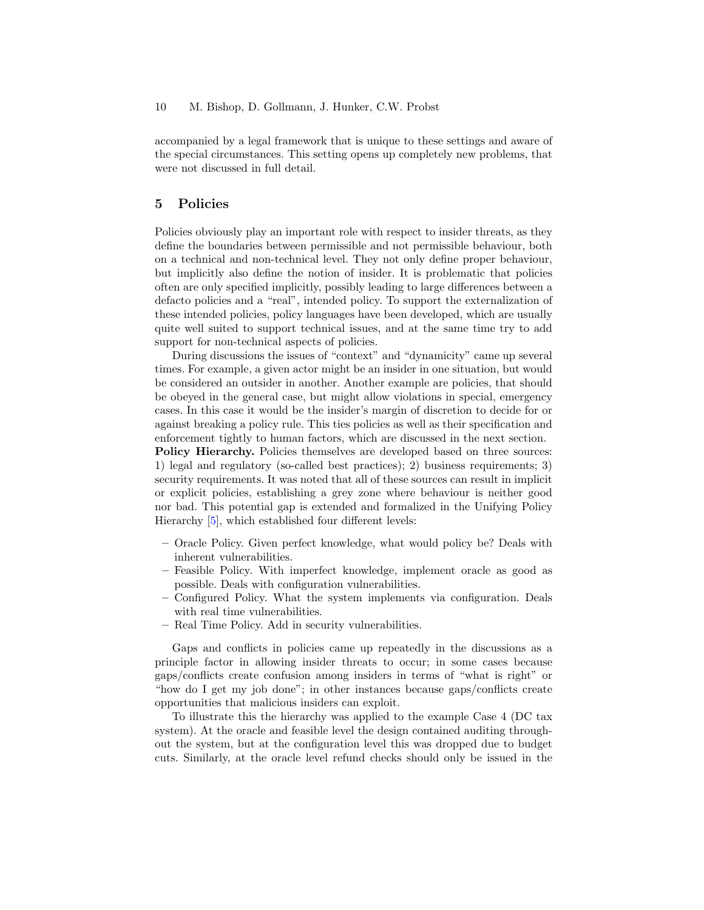accompanied by a legal framework that is unique to these settings and aware of the special circumstances. This setting opens up completely new problems, that were not discussed in full detail.

## 5 Policies

Policies obviously play an important role with respect to insider threats, as they define the boundaries between permissible and not permissible behaviour, both on a technical and non-technical level. They not only define proper behaviour, but implicitly also define the notion of insider. It is problematic that policies often are only specified implicitly, possibly leading to large differences between a defacto policies and a "real", intended policy. To support the externalization of these intended policies, policy languages have been developed, which are usually quite well suited to support technical issues, and at the same time try to add support for non-technical aspects of policies.

During discussions the issues of "context" and "dynamicity" came up several times. For example, a given actor might be an insider in one situation, but would be considered an outsider in another. Another example are policies, that should be obeyed in the general case, but might allow violations in special, emergency cases. In this case it would be the insider's margin of discretion to decide for or against breaking a policy rule. This ties policies as well as their specification and enforcement tightly to human factors, which are discussed in the next section.

**Policy Hierarchy.** Policies themselves are developed based on three sources: 1) legal and regulatory (so-called best practices); 2) business requirements; 3) security requirements. It was noted that all of these sources can result in implicit or explicit policies, establishing a grey zone where behaviour is neither good nor bad. This potential gap is extended and formalized in the Unifying Policy Hierarchy [5], which established four different levels:

- Oracle Policy. Given perfect knowledge, what would policy be? Deals with inherent vulnerabilities.
- Feasible Policy. With imperfect knowledge, implement oracle as good as possible. Deals with configuration vulnerabilities.
- Configured Policy. What the system implements via configuration. Deals with real time vulnerabilities.
- Real Time Policy. Add in security vulnerabilities.

Gaps and conflicts in policies came up repeatedly in the discussions as a principle factor in allowing insider threats to occur; in some cases because gaps/conflicts create confusion among insiders in terms of "what is right" or "how do I get my job done"; in other instances because gaps/conflicts create opportunities that malicious insiders can exploit.

To illustrate this the hierarchy was applied to the example Case 4 (DC tax system). At the oracle and feasible level the design contained auditing throughout the system, but at the configuration level this was dropped due to budget cuts. Similarly, at the oracle level refund checks should only be issued in the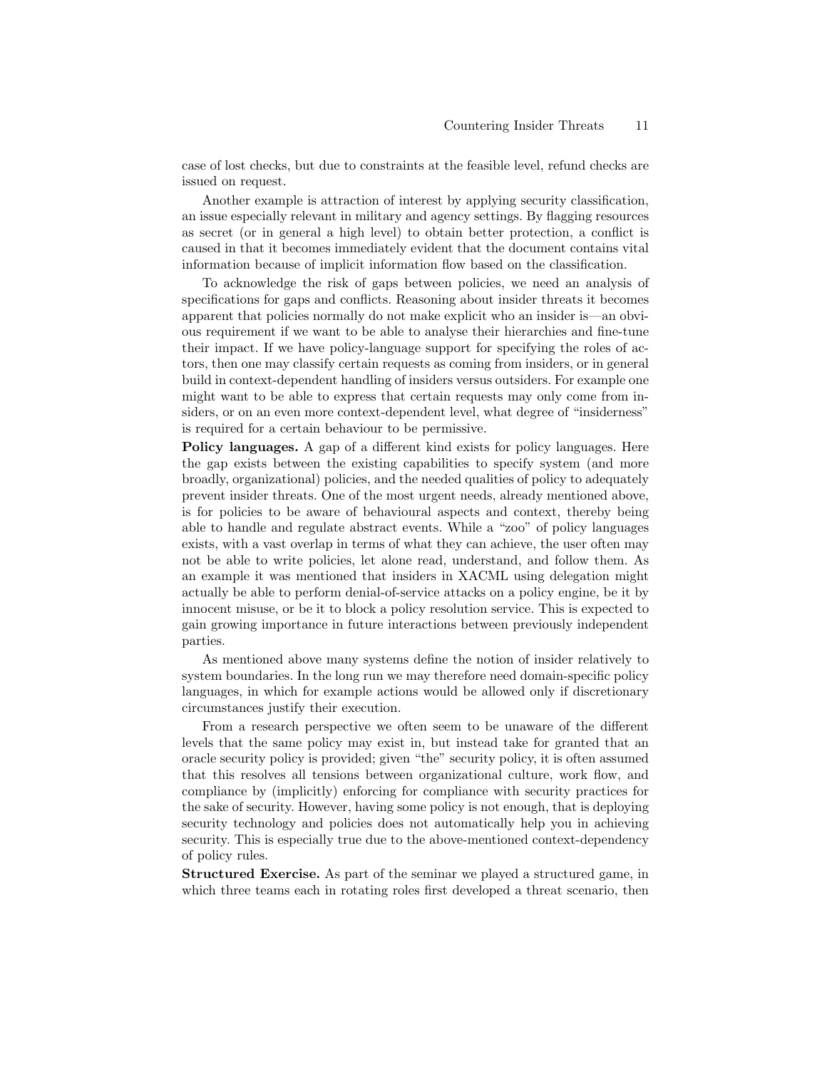case of lost checks, but due to constraints at the feasible level, refund checks are issued on request.

Another example is attraction of interest by applying security classification, an issue especially relevant in military and agency settings. By flagging resources as secret (or in general a high level) to obtain better protection, a conflict is caused in that it becomes immediately evident that the document contains vital information because of implicit information flow based on the classification.

To acknowledge the risk of gaps between policies, we need an analysis of specifications for gaps and conflicts. Reasoning about insider threats it becomes apparent that policies normally do not make explicit who an insider is—an obvious requirement if we want to be able to analyse their hierarchies and fine-tune their impact. If we have policy-language support for specifying the roles of actors, then one may classify certain requests as coming from insiders, or in general build in context-dependent handling of insiders versus outsiders. For example one might want to be able to express that certain requests may only come from insiders, or on an even more context-dependent level, what degree of "insiderness" is required for a certain behaviour to be permissive.

**Policy languages.** A gap of a different kind exists for policy languages. Here the gap exists between the existing capabilities to specify system (and more broadly, organizational) policies, and the needed qualities of policy to adequately prevent insider threats. One of the most urgent needs, already mentioned above, is for policies to be aware of behavioural aspects and context, thereby being able to handle and regulate abstract events. While a "zoo" of policy languages exists, with a vast overlap in terms of what they can achieve, the user often may not be able to write policies, let alone read, understand, and follow them. As an example it was mentioned that insiders in XACML using delegation might actually be able to perform denial-of-service attacks on a policy engine, be it by innocent misuse, or be it to block a policy resolution service. This is expected to gain growing importance in future interactions between previously independent parties.

As mentioned above many systems define the notion of insider relatively to system boundaries. In the long run we may therefore need domain-specific policy languages, in which for example actions would be allowed only if discretionary circumstances justify their execution.

From a research perspective we often seem to be unaware of the different levels that the same policy may exist in, but instead take for granted that an oracle security policy is provided; given "the" security policy, it is often assumed that this resolves all tensions between organizational culture, work flow, and compliance by (implicitly) enforcing for compliance with security practices for the sake of security. However, having some policy is not enough, that is deploying security technology and policies does not automatically help you in achieving security. This is especially true due to the above-mentioned context-dependency of policy rules.

**Structured Exercise.** As part of the seminar we played a structured game, in which three teams each in rotating roles first developed a threat scenario, then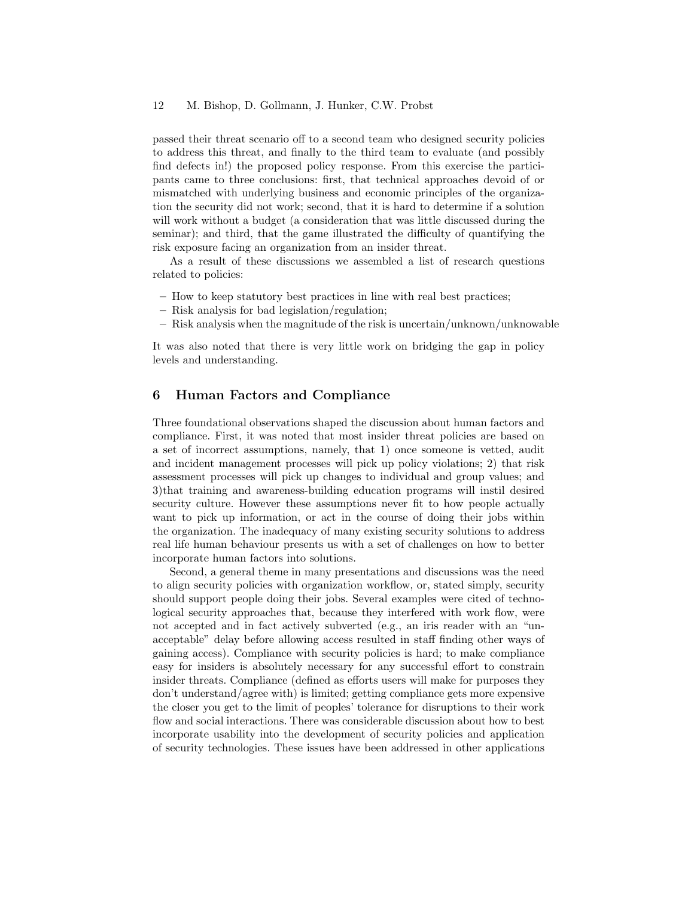passed their threat scenario off to a second team who designed security policies to address this threat, and finally to the third team to evaluate (and possibly find defects in!) the proposed policy response. From this exercise the participants came to three conclusions: first, that technical approaches devoid of or mismatched with underlying business and economic principles of the organization the security did not work; second, that it is hard to determine if a solution will work without a budget (a consideration that was little discussed during the seminar); and third, that the game illustrated the difficulty of quantifying the risk exposure facing an organization from an insider threat.

As a result of these discussions we assembled a list of research questions related to policies:

- How to keep statutory best practices in line with real best practices;
- Risk analysis for bad legislation/regulation;
- Risk analysis when the magnitude of the risk is uncertain/unknown/unknowable

It was also noted that there is very little work on bridging the gap in policy levels and understanding.

## 6 Human Factors and Compliance

Three foundational observations shaped the discussion about human factors and compliance. First, it was noted that most insider threat policies are based on a set of incorrect assumptions, namely, that 1) once someone is vetted, audit and incident management processes will pick up policy violations; 2) that risk assessment processes will pick up changes to individual and group values; and 3)that training and awareness-building education programs will instil desired security culture. However these assumptions never fit to how people actually want to pick up information, or act in the course of doing their jobs within the organization. The inadequacy of many existing security solutions to address real life human behaviour presents us with a set of challenges on how to better incorporate human factors into solutions.

Second, a general theme in many presentations and discussions was the need to align security policies with organization workflow, or, stated simply, security should support people doing their jobs. Several examples were cited of technological security approaches that, because they interfered with work flow, were not accepted and in fact actively subverted (e.g., an iris reader with an "unacceptable" delay before allowing access resulted in staff finding other ways of gaining access). Compliance with security policies is hard; to make compliance easy for insiders is absolutely necessary for any successful effort to constrain insider threats. Compliance (defined as efforts users will make for purposes they don't understand/agree with) is limited; getting compliance gets more expensive the closer you get to the limit of peoples' tolerance for disruptions to their work flow and social interactions. There was considerable discussion about how to best incorporate usability into the development of security policies and application of security technologies. These issues have been addressed in other applications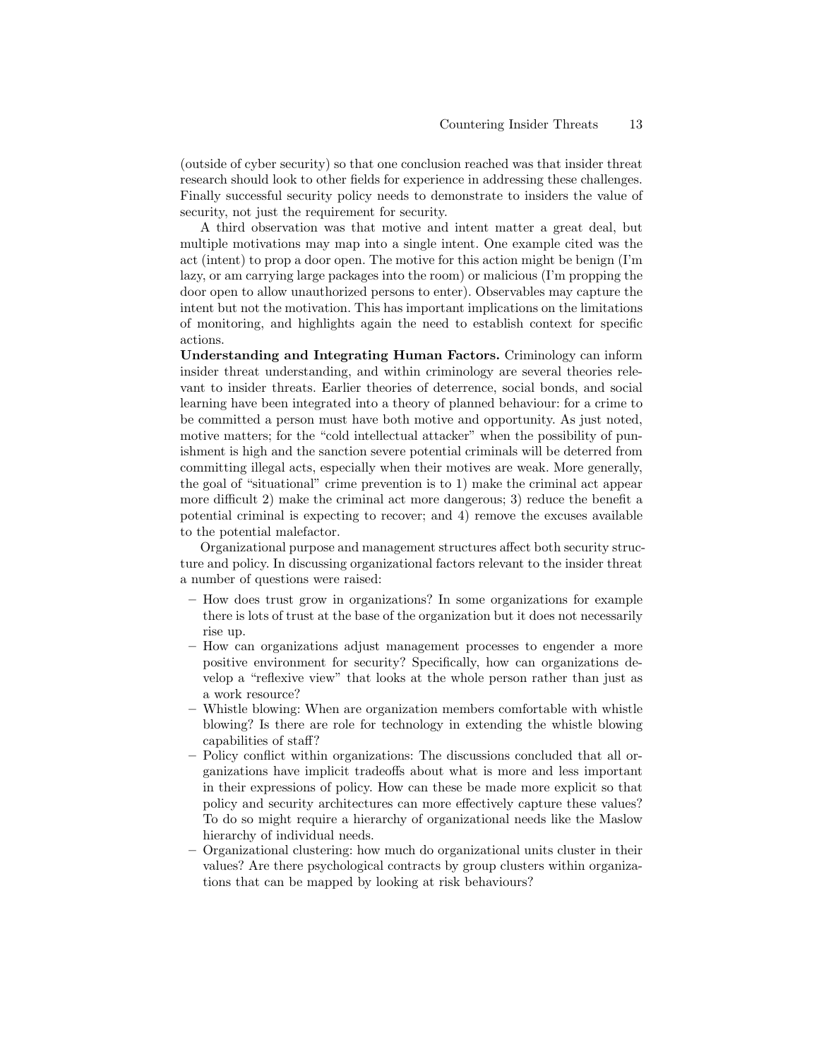(outside of cyber security) so that one conclusion reached was that insider threat research should look to other fields for experience in addressing these challenges. Finally successful security policy needs to demonstrate to insiders the value of security, not just the requirement for security.

A third observation was that motive and intent matter a great deal, but multiple motivations may map into a single intent. One example cited was the act (intent) to prop a door open. The motive for this action might be benign (I'm lazy, or am carrying large packages into the room) or malicious (I'm propping the door open to allow unauthorized persons to enter). Observables may capture the intent but not the motivation. This has important implications on the limitations of monitoring, and highlights again the need to establish context for specific actions.

**Understanding and Integrating Human Factors.** Criminology can inform insider threat understanding, and within criminology are several theories relevant to insider threats. Earlier theories of deterrence, social bonds, and social learning have been integrated into a theory of planned behaviour: for a crime to be committed a person must have both motive and opportunity. As just noted, motive matters; for the "cold intellectual attacker" when the possibility of punishment is high and the sanction severe potential criminals will be deterred from committing illegal acts, especially when their motives are weak. More generally, the goal of "situational" crime prevention is to 1) make the criminal act appear more difficult 2) make the criminal act more dangerous; 3) reduce the benefit a potential criminal is expecting to recover; and 4) remove the excuses available to the potential malefactor.

Organizational purpose and management structures affect both security structure and policy. In discussing organizational factors relevant to the insider threat a number of questions were raised:

- How does trust grow in organizations? In some organizations for example there is lots of trust at the base of the organization but it does not necessarily rise up.
- How can organizations adjust management processes to engender a more positive environment for security? Specifically, how can organizations develop a "reflexive view" that looks at the whole person rather than just as a work resource?
- Whistle blowing: When are organization members comfortable with whistle blowing? Is there are role for technology in extending the whistle blowing capabilities of staff?
- Policy conflict within organizations: The discussions concluded that all organizations have implicit tradeoffs about what is more and less important in their expressions of policy. How can these be made more explicit so that policy and security architectures can more effectively capture these values? To do so might require a hierarchy of organizational needs like the Maslow hierarchy of individual needs.
- Organizational clustering: how much do organizational units cluster in their values? Are there psychological contracts by group clusters within organizations that can be mapped by looking at risk behaviours?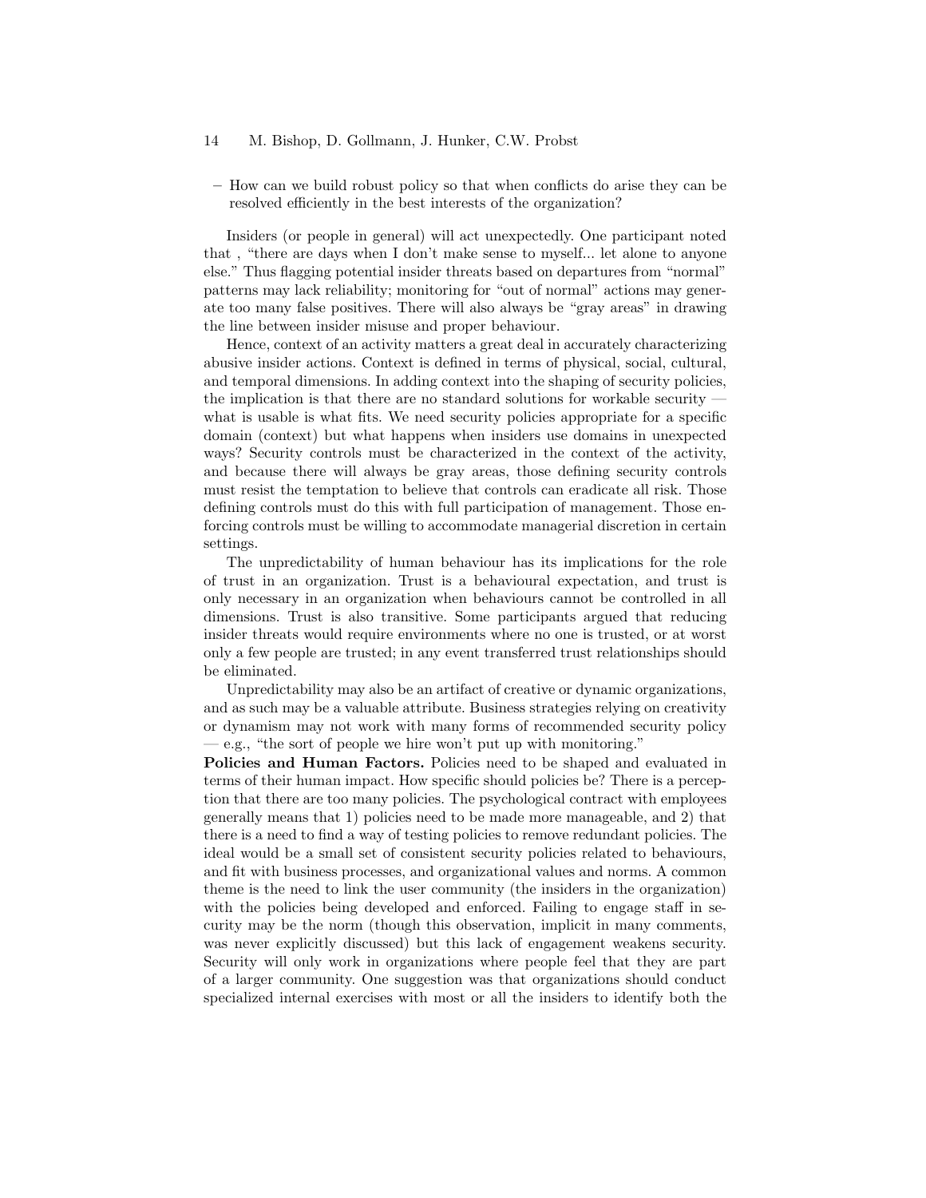– How can we build robust policy so that when conflicts do arise they can be resolved efficiently in the best interests of the organization?

Insiders (or people in general) will act unexpectedly. One participant noted that , "there are days when I don't make sense to myself... let alone to anyone else." Thus flagging potential insider threats based on departures from "normal" patterns may lack reliability; monitoring for "out of normal" actions may generate too many false positives. There will also always be "gray areas" in drawing the line between insider misuse and proper behaviour.

Hence, context of an activity matters a great deal in accurately characterizing abusive insider actions. Context is defined in terms of physical, social, cultural, and temporal dimensions. In adding context into the shaping of security policies, the implication is that there are no standard solutions for workable security — what is usable is what fits. We need security policies appropriate for a specific domain (context) but what happens when insiders use domains in unexpected ways? Security controls must be characterized in the context of the activity, and because there will always be gray areas, those defining security controls must resist the temptation to believe that controls can eradicate all risk. Those defining controls must do this with full participation of management. Those enforcing controls must be willing to accommodate managerial discretion in certain settings.

The unpredictability of human behaviour has its implications for the role of trust in an organization. Trust is a behavioural expectation, and trust is only necessary in an organization when behaviours cannot be controlled in all dimensions. Trust is also transitive. Some participants argued that reducing insider threats would require environments where no one is trusted, or at worst only a few people are trusted; in any event transferred trust relationships should be eliminated.

Unpredictability may also be an artifact of creative or dynamic organizations, and as such may be a valuable attribute. Business strategies relying on creativity or dynamism may not work with many forms of recommended security policy — e.g., "the sort of people we hire won't put up with monitoring."

**Policies and Human Factors.** Policies need to be shaped and evaluated in terms of their human impact. How specific should policies be? There is a perception that there are too many policies. The psychological contract with employees generally means that 1) policies need to be made more manageable, and 2) that there is a need to find a way of testing policies to remove redundant policies. The ideal would be a small set of consistent security policies related to behaviours, and fit with business processes, and organizational values and norms. A common theme is the need to link the user community (the insiders in the organization) with the policies being developed and enforced. Failing to engage staff in security may be the norm (though this observation, implicit in many comments, was never explicitly discussed) but this lack of engagement weakens security. Security will only work in organizations where people feel that they are part of a larger community. One suggestion was that organizations should conduct specialized internal exercises with most or all the insiders to identify both the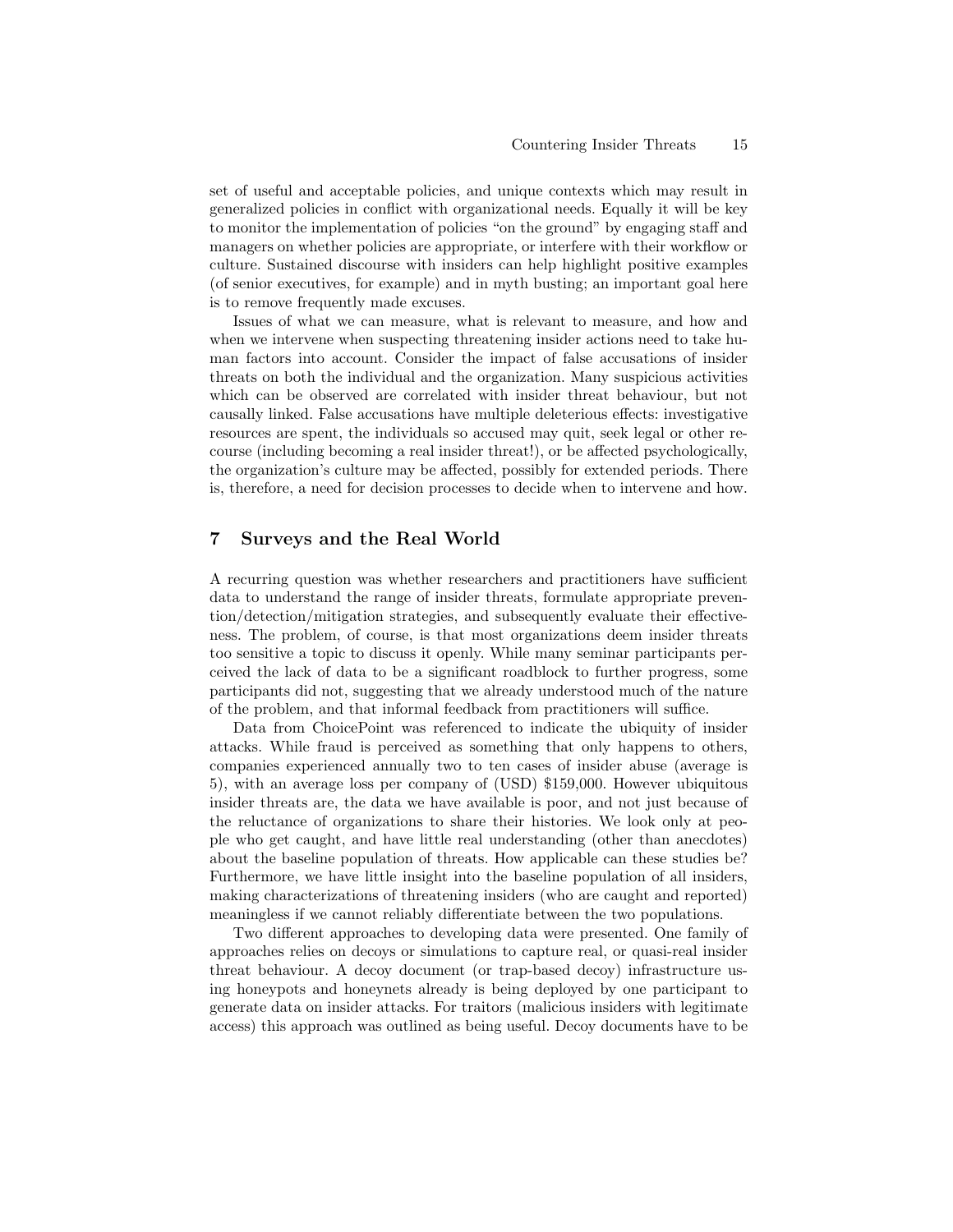set of useful and acceptable policies, and unique contexts which may result in generalized policies in conflict with organizational needs. Equally it will be key to monitor the implementation of policies "on the ground" by engaging staff and managers on whether policies are appropriate, or interfere with their workflow or culture. Sustained discourse with insiders can help highlight positive examples (of senior executives, for example) and in myth busting; an important goal here is to remove frequently made excuses.

Issues of what we can measure, what is relevant to measure, and how and when we intervene when suspecting threatening insider actions need to take human factors into account. Consider the impact of false accusations of insider threats on both the individual and the organization. Many suspicious activities which can be observed are correlated with insider threat behaviour, but not causally linked. False accusations have multiple deleterious effects: investigative resources are spent, the individuals so accused may quit, seek legal or other recourse (including becoming a real insider threat!), or be affected psychologically, the organization's culture may be affected, possibly for extended periods. There is, therefore, a need for decision processes to decide when to intervene and how.

## 7 Surveys and the Real World

A recurring question was whether researchers and practitioners have sufficient data to understand the range of insider threats, formulate appropriate prevention/detection/mitigation strategies, and subsequently evaluate their effectiveness. The problem, of course, is that most organizations deem insider threats too sensitive a topic to discuss it openly. While many seminar participants perceived the lack of data to be a significant roadblock to further progress, some participants did not, suggesting that we already understood much of the nature of the problem, and that informal feedback from practitioners will suffice.

Data from ChoicePoint was referenced to indicate the ubiquity of insider attacks. While fraud is perceived as something that only happens to others, companies experienced annually two to ten cases of insider abuse (average is 5), with an average loss per company of (USD) $159,000. However ubiquitous insider threats are, the data we have available is poor, and not just because of the reluctance of organizations to share their histories. We look only at people who get caught, and have little real understanding (other than anecdotes) about the baseline population of threats. How applicable can these studies be? Furthermore, we have little insight into the baseline population of all insiders, making characterizations of threatening insiders (who are caught and reported) meaningless if we cannot reliably differentiate between the two populations.

Two different approaches to developing data were presented. One family of approaches relies on decoys or simulations to capture real, or quasi-real insider threat behaviour. A decoy document (or trap-based decoy) infrastructure using honeypots and honeynets already is being deployed by one participant to generate data on insider attacks. For traitors (malicious insiders with legitimate access) this approach was outlined as being useful. Decoy documents have to be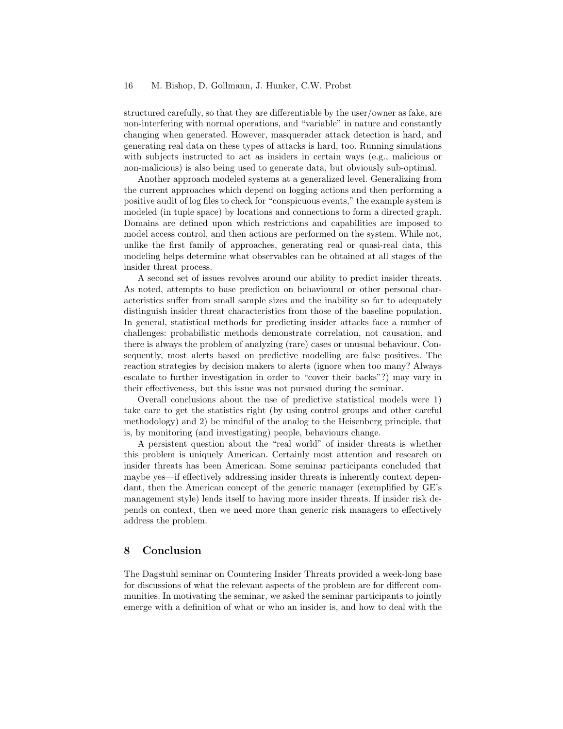structured carefully, so that they are differentiable by the user/owner as fake, are non-interfering with normal operations, and "variable" in nature and constantly changing when generated. However, masquerader attack detection is hard, and generating real data on these types of attacks is hard, too. Running simulations with subjects instructed to act as insiders in certain ways (e.g., malicious or non-malicious) is also being used to generate data, but obviously sub-optimal.

Another approach modeled systems at a generalized level. Generalizing from the current approaches which depend on logging actions and then performing a positive audit of log files to check for "conspicuous events," the example system is modeled (in tuple space) by locations and connections to form a directed graph. Domains are defined upon which restrictions and capabilities are imposed to model access control, and then actions are performed on the system. While not, unlike the first family of approaches, generating real or quasi-real data, this modeling helps determine what observables can be obtained at all stages of the insider threat process.

A second set of issues revolves around our ability to predict insider threats. As noted, attempts to base prediction on behavioural or other personal characteristics suffer from small sample sizes and the inability so far to adequately distinguish insider threat characteristics from those of the baseline population. In general, statistical methods for predicting insider attacks face a number of challenges: probabilistic methods demonstrate correlation, not causation, and there is always the problem of analyzing (rare) cases or unusual behaviour. Consequently, most alerts based on predictive modelling are false positives. The reaction strategies by decision makers to alerts (ignore when too many? Always escalate to further investigation in order to "cover their backs"?) may vary in their effectiveness, but this issue was not pursued during the seminar.

Overall conclusions about the use of predictive statistical models were 1) take care to get the statistics right (by using control groups and other careful methodology) and 2) be mindful of the analog to the Heisenberg principle, that is, by monitoring (and investigating) people, behaviours change.

A persistent question about the "real world" of insider threats is whether this problem is uniquely American. Certainly most attention and research on insider threats has been American. Some seminar participants concluded that maybe yes—if effectively addressing insider threats is inherently context dependant, then the American concept of the generic manager (exemplified by GE's management style) lends itself to having more insider threats. If insider risk depends on context, then we need more than generic risk managers to effectively address the problem.

## 8 Conclusion

The Dagstuhl seminar on Countering Insider Threats provided a week-long base for discussions of what the relevant aspects of the problem are for different communities. In motivating the seminar, we asked the seminar participants to jointly emerge with a definition of what or who an insider is, and how to deal with the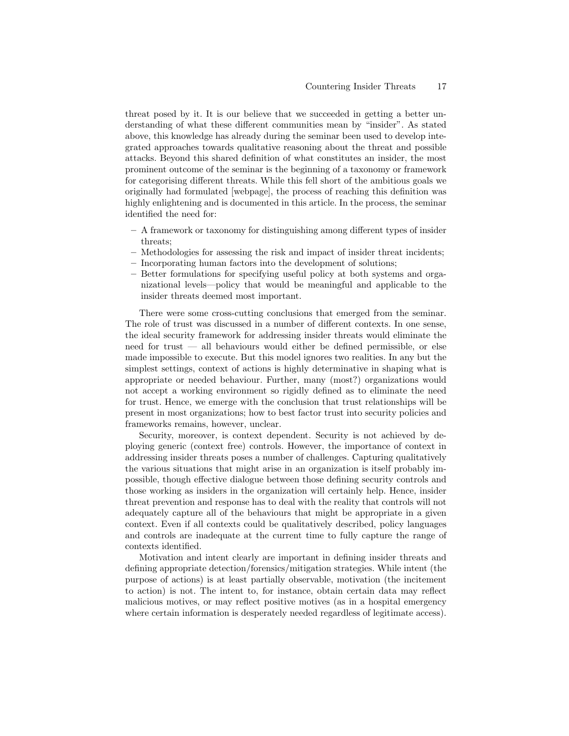threat posed by it. It is our believe that we succeeded in getting a better understanding of what these different communities mean by "insider". As stated above, this knowledge has already during the seminar been used to develop integrated approaches towards qualitative reasoning about the threat and possible attacks. Beyond this shared definition of what constitutes an insider, the most prominent outcome of the seminar is the beginning of a taxonomy or framework for categorising different threats. While this fell short of the ambitious goals we originally had formulated [webpage], the process of reaching this definition was highly enlightening and is documented in this article. In the process, the seminar identified the need for:

- A framework or taxonomy for distinguishing among different types of insider threats;
- Methodologies for assessing the risk and impact of insider threat incidents;
- Incorporating human factors into the development of solutions;
- Better formulations for specifying useful policy at both systems and organizational levels—policy that would be meaningful and applicable to the insider threats deemed most important.

There were some cross-cutting conclusions that emerged from the seminar. The role of trust was discussed in a number of different contexts. In one sense, the ideal security framework for addressing insider threats would eliminate the need for trust — all behaviours would either be defined permissible, or else made impossible to execute. But this model ignores two realities. In any but the simplest settings, context of actions is highly determinative in shaping what is appropriate or needed behaviour. Further, many (most?) organizations would not accept a working environment so rigidly defined as to eliminate the need for trust. Hence, we emerge with the conclusion that trust relationships will be present in most organizations; how to best factor trust into security policies and frameworks remains, however, unclear.

Security, moreover, is context dependent. Security is not achieved by deploying generic (context free) controls. However, the importance of context in addressing insider threats poses a number of challenges. Capturing qualitatively the various situations that might arise in an organization is itself probably impossible, though effective dialogue between those defining security controls and those working as insiders in the organization will certainly help. Hence, insider threat prevention and response has to deal with the reality that controls will not adequately capture all of the behaviours that might be appropriate in a given context. Even if all contexts could be qualitatively described, policy languages and controls are inadequate at the current time to fully capture the range of contexts identified.

Motivation and intent clearly are important in defining insider threats and defining appropriate detection/forensics/mitigation strategies. While intent (the purpose of actions) is at least partially observable, motivation (the incitement to action) is not. The intent to, for instance, obtain certain data may reflect malicious motives, or may reflect positive motives (as in a hospital emergency where certain information is desperately needed regardless of legitimate access).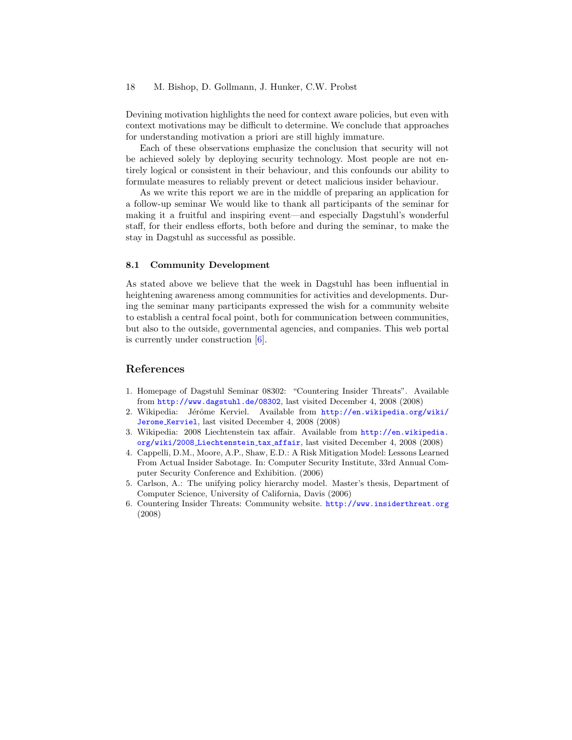Devining motivation highlights the need for context aware policies, but even with context motivations may be difficult to determine. We conclude that approaches for understanding motivation a priori are still highly immature.

Each of these observations emphasize the conclusion that security will not be achieved solely by deploying security technology. Most people are not entirely logical or consistent in their behaviour, and this confounds our ability to formulate measures to reliably prevent or detect malicious insider behaviour.

As we write this report we are in the middle of preparing an application for a follow-up seminar We would like to thank all participants of the seminar for making it a fruitful and inspiring event—and especially Dagstuhl's wonderful staff, for their endless efforts, both before and during the seminar, to make the stay in Dagstuhl as successful as possible.

### 8.1 Community Development

As stated above we believe that the week in Dagstuhl has been influential in heightening awareness among communities for activities and developments. During the seminar many participants expressed the wish for a community website to establish a central focal point, both for communication between communities, but also to the outside, governmental agencies, and companies. This web portal is currently under construction [6].

## References

1. Homepage of Dagstuhl Seminar 08302: "Countering Insider Threats". Available from http://www.dagstuhl.de/08302, last visited December 4, 2008 (2008)
2. Wikipedia: Jérôme Kerviel. Available from http://en.wikipedia.org/wiki/Jerome_Kerviel, last visited December 4, 2008 (2008)
3. Wikipedia: 2008 Liechtenstein tax affair. Available from http://en.wikipedia.org/wiki/2008_Liechtenstein_tax_affair, last visited December 4, 2008 (2008)
4. Cappelli, D.M., Moore, A.P., Shaw, E.D.: A Risk Mitigation Model: Lessons Learned From Actual Insider Sabotage. In: Computer Security Institute, 33rd Annual Computer Security Conference and Exhibition. (2006)
5. Carlson, A.: The unifying policy hierarchy model. Master's thesis, Department of Computer Science, University of California, Davis (2006)
6. Countering Insider Threats: Community website. http://www.insiderthreat.org (2008)